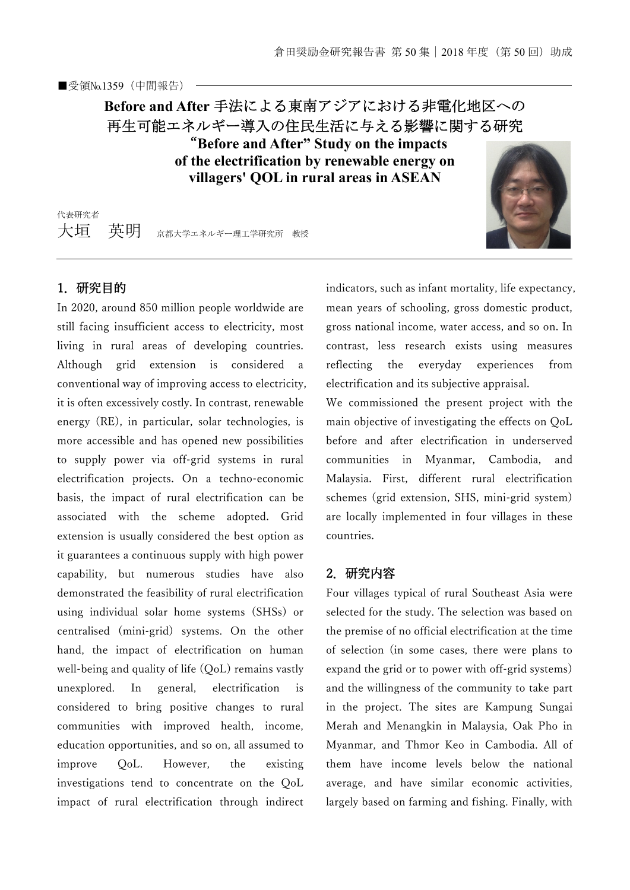■受領№1359（中間報告）

# Before and After 手法による東南アジアにおける非電化地区への再生可能エネルギー導入の住民生活に与える影響に関する研究

# “Before and After” Study on the impacts of the electrification by renewable energy on villagers' QOL in rural areas in ASEAN

代表研究者
大垣　英明　京都大学エネルギー理工学研究所　教授

## 1. 研究目的

In 2020, around 850 million people worldwide are still facing insufficient access to electricity, most living in rural areas of developing countries. Although grid extension is considered a conventional way of improving access to electricity, it is often excessively costly. In contrast, renewable energy (RE), in particular, solar technologies, is more accessible and has opened new possibilities to supply power via off-grid systems in rural electrification projects. On a techno-economic basis, the impact of rural electrification can be associated with the scheme adopted. Grid extension is usually considered the best option as it guarantees a continuous supply with high power capability, but numerous studies have also demonstrated the feasibility of rural electrification using individual solar home systems (SHSs) or centralised (mini-grid) systems. On the other hand, the impact of electrification on human well-being and quality of life (QoL) remains vastly unexplored. In general, electrification is considered to bring positive changes to rural communities with improved health, income, education opportunities, and so on, all assumed to improve QoL. However, the existing investigations tend to concentrate on the QoL impact of rural electrification through indirect indicators, such as infant mortality, life expectancy, mean years of schooling, gross domestic product, gross national income, water access, and so on. In contrast, less research exists using measures reflecting the everyday experiences from electrification and its subjective appraisal.

We commissioned the present project with the main objective of investigating the effects on QoL before and after electrification in underserved communities in Myanmar, Cambodia, and Malaysia. First, different rural electrification schemes (grid extension, SHS, mini-grid system) are locally implemented in four villages in these countries.

## 2. 研究内容

Four villages typical of rural Southeast Asia were selected for the study. The selection was based on the premise of no official electrification at the time of selection (in some cases, there were plans to expand the grid or to power with off-grid systems) and the willingness of the community to take part in the project. The sites are Kampung Sungai Merah and Menangkin in Malaysia, Oak Pho in Myanmar, and Thmor Keo in Cambodia. All of them have income levels below the national average, and have similar economic activities, largely based on farming and fishing. Finally, with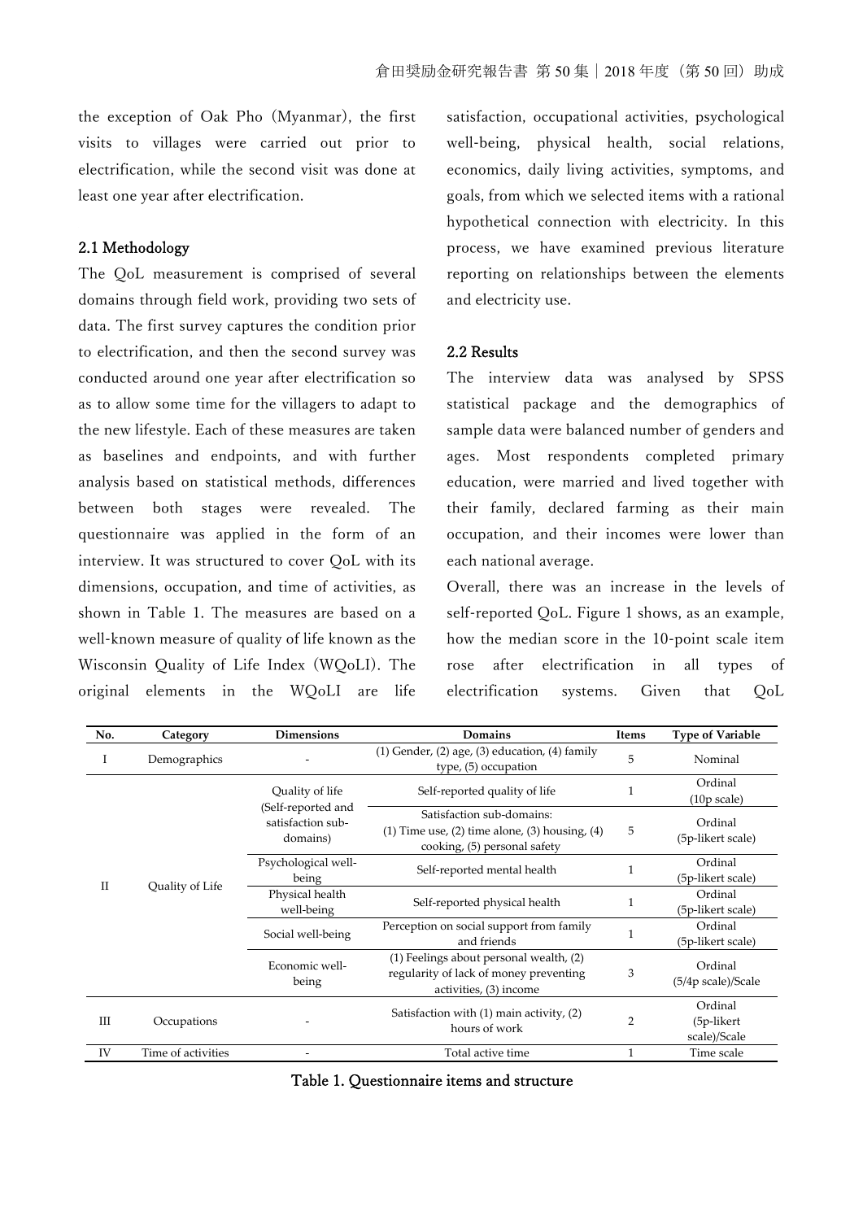the exception of Oak Pho (Myanmar), the first visits to villages were carried out prior to electrification, while the second visit was done at least one year after electrification.

### 2.1 Methodology

The QoL measurement is comprised of several domains through field work, providing two sets of data. The first survey captures the condition prior to electrification, and then the second survey was conducted around one year after electrification so as to allow some time for the villagers to adapt to the new lifestyle. Each of these measures are taken as baselines and endpoints, and with further analysis based on statistical methods, differences between both stages were revealed. The questionnaire was applied in the form of an interview. It was structured to cover QoL with its dimensions, occupation, and time of activities, as shown in Table 1. The measures are based on a well-known measure of quality of life known as the Wisconsin Quality of Life Index (WQoLI). The original elements in the WQoLI are life satisfaction, occupational activities, psychological well-being, physical health, social relations, economics, daily living activities, symptoms, and goals, from which we selected items with a rational hypothetical connection with electricity. In this process, we have examined previous literature reporting on relationships between the elements and electricity use.

### 2.2 Results

The interview data was analysed by SPSS statistical package and the demographics of sample data were balanced number of genders and ages. Most respondents completed primary education, were married and lived together with their family, declared farming as their main occupation, and their incomes were lower than each national average.

Overall, there was an increase in the levels of self-reported QoL. Figure 1 shows, as an example, how the median score in the 10-point scale item rose after electrification in all types of electrification systems. Given that QoL

| No. | Category | Dimensions | Domains | Items | Type of Variable |
|---|---|---|---|---|---|
| I | Demographics | - | (1) Gender, (2) age, (3) education, (4) family type, (5) occupation | 5 | Nominal |
| II | Quality of Life | Quality of life (Self-reported and satisfaction sub-domains) | Self-reported quality of life | 1 | Ordinal (10p scale) |
| | | | Satisfaction sub-domains: (1) Time use, (2) time alone, (3) housing, (4) cooking, (5) personal safety | 5 | Ordinal (5p-likert scale) |
| | | Psychological well-being | Self-reported mental health | 1 | Ordinal (5p-likert scale) |
| | | Physical health well-being | Self-reported physical health | 1 | Ordinal (5p-likert scale) |
| | | Social well-being | Perception on social support from family and friends | 1 | Ordinal (5p-likert scale) |
| | | Economic well-being | (1) Feelings about personal wealth, (2) regularity of lack of money preventing activities, (3) income | 3 | Ordinal (5/4p scale)/Scale |
| III | Occupations | - | Satisfaction with (1) main activity, (2) hours of work | 2 | Ordinal (5p-likert scale)/Scale |
| IV | Time of activities | - | Total active time | 1 | Time scale |

Table 1. Questionnaire items and structure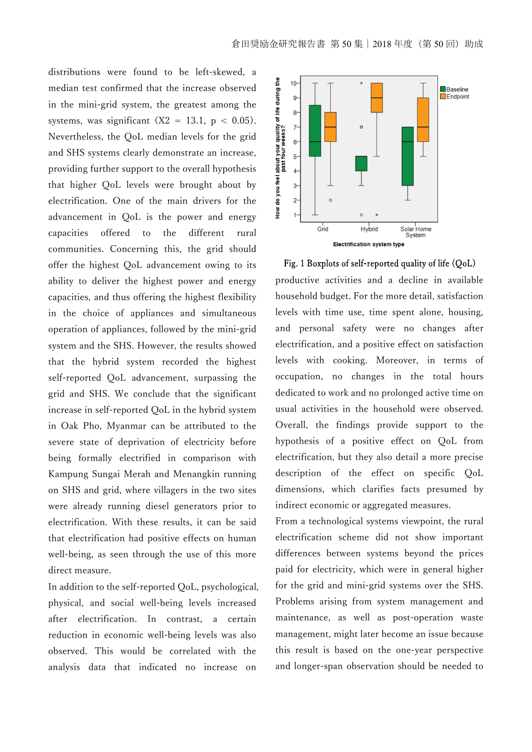distributions were found to be left-skewed, a median test confirmed that the increase observed in the mini-grid system, the greatest among the systems, was significant ($X2 = 13.1$, $p < 0.05$). Nevertheless, the QoL median levels for the grid and SHS systems clearly demonstrate an increase, providing further support to the overall hypothesis that higher QoL levels were brought about by electrification. One of the main drivers for the advancement in QoL is the power and energy capacities offered to the different rural communities. Concerning this, the grid should offer the highest QoL advancement owing to its ability to deliver the highest power and energy capacities, and thus offering the highest flexibility in the choice of appliances and simultaneous operation of appliances, followed by the mini-grid system and the SHS. However, the results showed that the hybrid system recorded the highest self-reported QoL advancement, surpassing the grid and SHS. We conclude that the significant increase in self-reported QoL in the hybrid system in Oak Pho, Myanmar can be attributed to the severe state of deprivation of electricity before being formally electrified in comparison with Kampung Sungai Merah and Menangkin running on SHS and grid, where villagers in the two sites were already running diesel generators prior to electrification. With these results, it can be said that electrification had positive effects on human well-being, as seen through the use of this more direct measure.

In addition to the self-reported QoL, psychological, physical, and social well-being levels increased after electrification. In contrast, a certain reduction in economic well-being levels was also observed. This would be correlated with the analysis data that indicated no increase on productive activities and a decline in available household budget. For the more detail, satisfaction levels with time use, time spent alone, housing, and personal safety were no changes after electrification, and a positive effect on satisfaction levels with cooking. Moreover, in terms of occupation, no changes in the total hours dedicated to work and no prolonged active time on usual activities in the household were observed. Overall, the findings provide support to the hypothesis of a positive effect on QoL from electrification, but they also detail a more precise description of the effect on specific QoL dimensions, which clarifies facts presumed by indirect economic or aggregated measures.

Fig. 1 Boxplots of self-reported quality of life (QoL)

From a technological systems viewpoint, the rural electrification scheme did not show important differences between systems beyond the prices paid for electricity, which were in general higher for the grid and mini-grid systems over the SHS. Problems arising from system management and maintenance, as well as post-operation waste management, might later become an issue because this result is based on the one-year perspective and longer-span observation should be needed to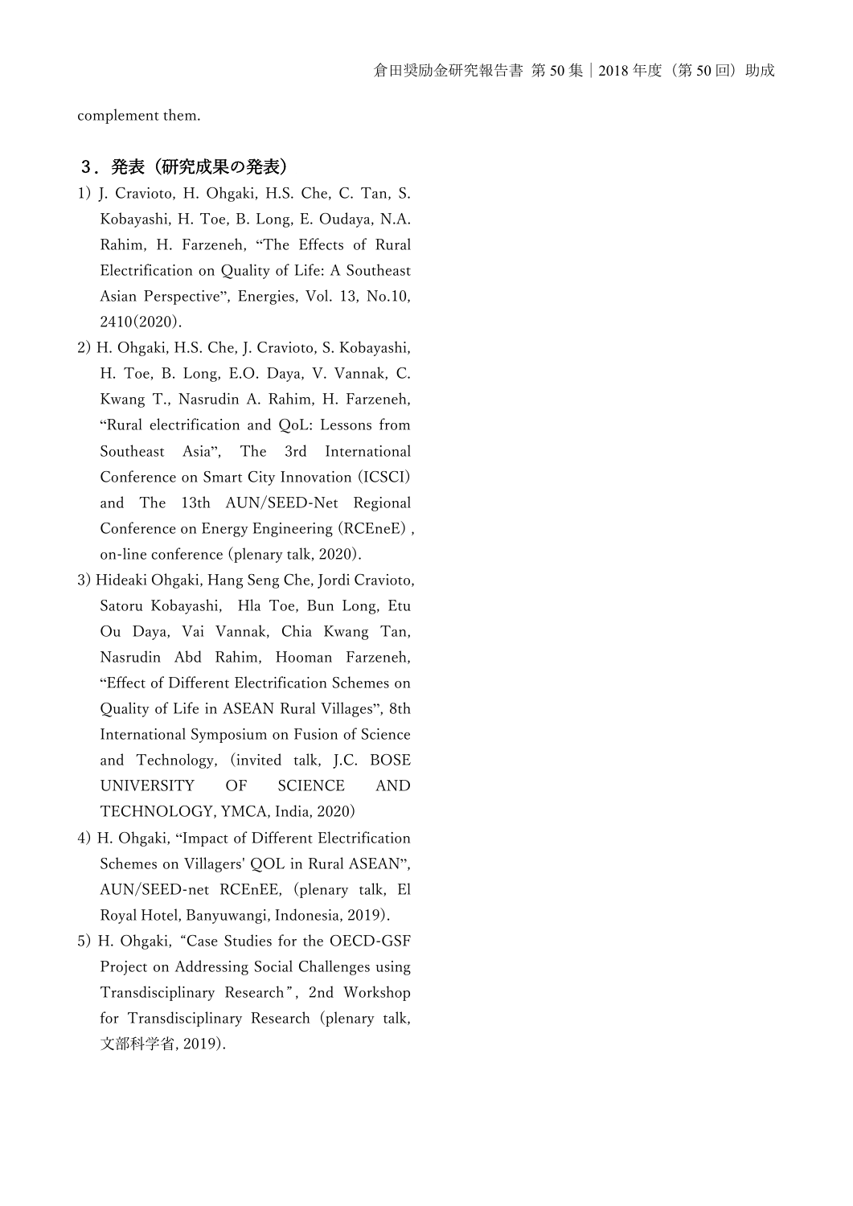complement them.

## ３．発表（研究成果の発表）

1) J. Cravioto, H. Ohgaki, H.S. Che, C. Tan, S. Kobayashi, H. Toe, B. Long, E. Oudaya, N.A. Rahim, H. Farzeneh, "The Effects of Rural Electrification on Quality of Life: A Southeast Asian Perspective", Energies, Vol. 13, No.10, 2410(2020).
2) H. Ohgaki, H.S. Che, J. Cravioto, S. Kobayashi, H. Toe, B. Long, E.O. Daya, V. Vannak, C. Kwang T., Nasrudin A. Rahim, H. Farzeneh, "Rural electrification and QoL: Lessons from Southeast Asia", The 3rd International Conference on Smart City Innovation (ICSCI) and The 13th AUN/SEED-Net Regional Conference on Energy Engineering (RCEneE) , on-line conference (plenary talk, 2020).
3) Hideaki Ohgaki, Hang Seng Che, Jordi Cravioto, Satoru Kobayashi, Hla Toe, Bun Long, Etu Ou Daya, Vai Vannak, Chia Kwang Tan, Nasrudin Abd Rahim, Hooman Farzeneh, "Effect of Different Electrification Schemes on Quality of Life in ASEAN Rural Villages", 8th International Symposium on Fusion of Science and Technology, (invited talk, J.C. BOSE UNIVERSITY OF SCIENCE AND TECHNOLOGY, YMCA, India, 2020)
4) H. Ohgaki, "Impact of Different Electrification Schemes on Villagers' QOL in Rural ASEAN", AUN/SEED-net RCEnEE, (plenary talk, El Royal Hotel, Banyuwangi, Indonesia, 2019).
5) H. Ohgaki, "Case Studies for the OECD-GSF Project on Addressing Social Challenges using Transdisciplinary Research", 2nd Workshop for Transdisciplinary Research (plenary talk, 文部科学省, 2019).